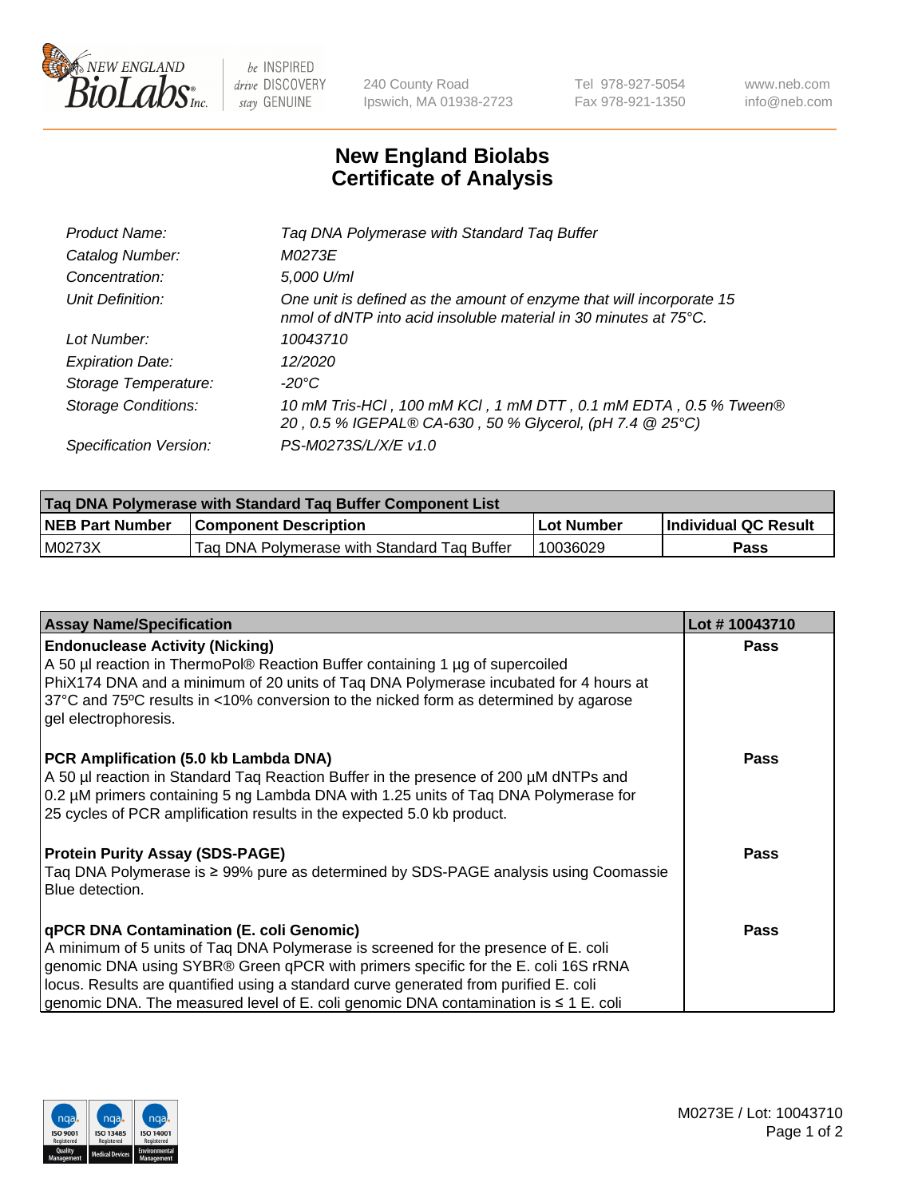240 County Road
Ipswich, MA 01938-2723

Tel 978-927-5054
Fax 978-921-1350

www.neb.com
info@neb.com

# New England Biolabs
# Certificate of Analysis

| | |
|---|---|
| *Product Name:* | *Taq DNA Polymerase with Standard Taq Buffer* |
| *Catalog Number:* | *M0273E* |
| *Concentration:* | *5,000 U/ml* |
| *Unit Definition:* | *One unit is defined as the amount of enzyme that will incorporate 15 nmol of dNTP into acid insoluble material in 30 minutes at 75°C.* |
| *Lot Number:* | *10043710* |
| *Expiration Date:* | *12/2020* |
| *Storage Temperature:* | *-20°C* |
| *Storage Conditions:* | *10 mM Tris-HCl , 100 mM KCl , 1 mM DTT , 0.1 mM EDTA , 0.5 % Tween® 20 , 0.5 % IGEPAL® CA-630 , 50 % Glycerol, (pH 7.4 @ 25°C)* |
| *Specification Version:* | *PS-M0273S/L/X/E v1.0* |

| Taq DNA Polymerase with Standard Taq Buffer Component List | | | |
|---|---|---|---|
| **NEB Part Number** | **Component Description** | **Lot Number** | **Individual QC Result** |
| M0273X | Taq DNA Polymerase with Standard Taq Buffer | 10036029 | **Pass** |

| Assay Name/Specification | Lot # 10043710 |
|---|---|
| **Endonuclease Activity (Nicking)**<br>A 50 µl reaction in ThermoPol® Reaction Buffer containing 1 µg of supercoiled PhiX174 DNA and a minimum of 20 units of Taq DNA Polymerase incubated for 4 hours at 37°C and 75ºC results in <10% conversion to the nicked form as determined by agarose gel electrophoresis. | **Pass** |
| **PCR Amplification (5.0 kb Lambda DNA)**<br>A 50 µl reaction in Standard Taq Reaction Buffer in the presence of 200 µM dNTPs and 0.2 µM primers containing 5 ng Lambda DNA with 1.25 units of Taq DNA Polymerase for 25 cycles of PCR amplification results in the expected 5.0 kb product. | **Pass** |
| **Protein Purity Assay (SDS-PAGE)**<br>Taq DNA Polymerase is ≥ 99% pure as determined by SDS-PAGE analysis using Coomassie Blue detection. | **Pass** |
| **qPCR DNA Contamination (E. coli Genomic)**<br>A minimum of 5 units of Taq DNA Polymerase is screened for the presence of E. coli genomic DNA using SYBR® Green qPCR with primers specific for the E. coli 16S rRNA locus. Results are quantified using a standard curve generated from purified E. coli genomic DNA. The measured level of E. coli genomic DNA contamination is ≤ 1 E. coli | **Pass** |

M0273E / Lot: 10043710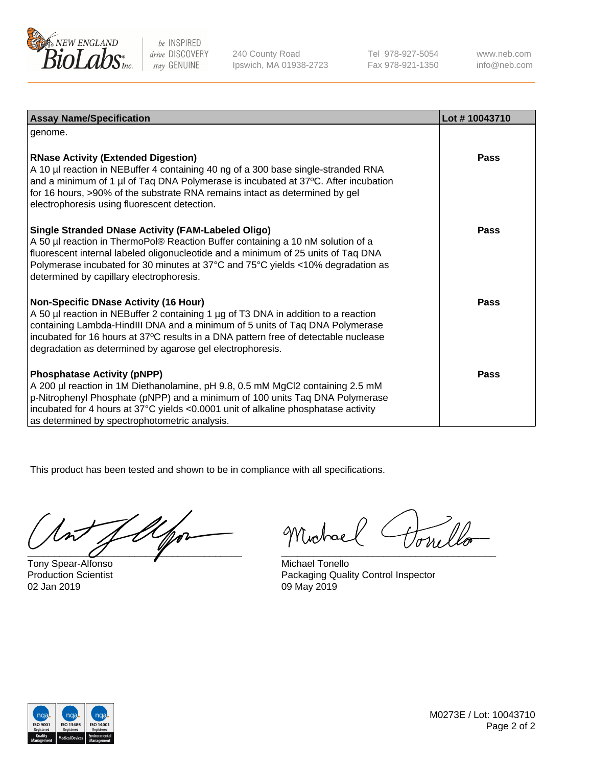| Assay Name/Specification | Lot # 10043710 |
|---|---|
| genome. | |
| **RNase Activity (Extended Digestion)**<br>A 10 µl reaction in NEBuffer 4 containing 40 ng of a 300 base single-stranded RNA and a minimum of 1 µl of Taq DNA Polymerase is incubated at 37ºC. After incubation for 16 hours, >90% of the substrate RNA remains intact as determined by gel electrophoresis using fluorescent detection. | Pass |
| **Single Stranded DNase Activity (FAM-Labeled Oligo)**<br>A 50 µl reaction in ThermoPol® Reaction Buffer containing a 10 nM solution of a fluorescent internal labeled oligonucleotide and a minimum of 25 units of Taq DNA Polymerase incubated for 30 minutes at 37°C and 75°C yields <10% degradation as determined by capillary electrophoresis. | Pass |
| **Non-Specific DNase Activity (16 Hour)**<br>A 50 µl reaction in NEBuffer 2 containing 1 µg of T3 DNA in addition to a reaction containing Lambda-HindIII DNA and a minimum of 5 units of Taq DNA Polymerase incubated for 16 hours at 37ºC results in a DNA pattern free of detectable nuclease degradation as determined by agarose gel electrophoresis. | Pass |
| **Phosphatase Activity (pNPP)**<br>A 200 µl reaction in 1M Diethanolamine, pH 9.8, 0.5 mM $MgCl_2$ containing 2.5 mM p-Nitrophenyl Phosphate (pNPP) and a minimum of 100 units Taq DNA Polymerase incubated for 4 hours at 37°C yields <0.0001 unit of alkaline phosphatase activity as determined by spectrophotometric analysis. | Pass |

This product has been tested and shown to be in compliance with all specifications.

Tony Spear-Alfonso
Production Scientist
02 Jan 2019

Michael Tonello
Packaging Quality Control Inspector
09 May 2019

M0273E / Lot: 10043710